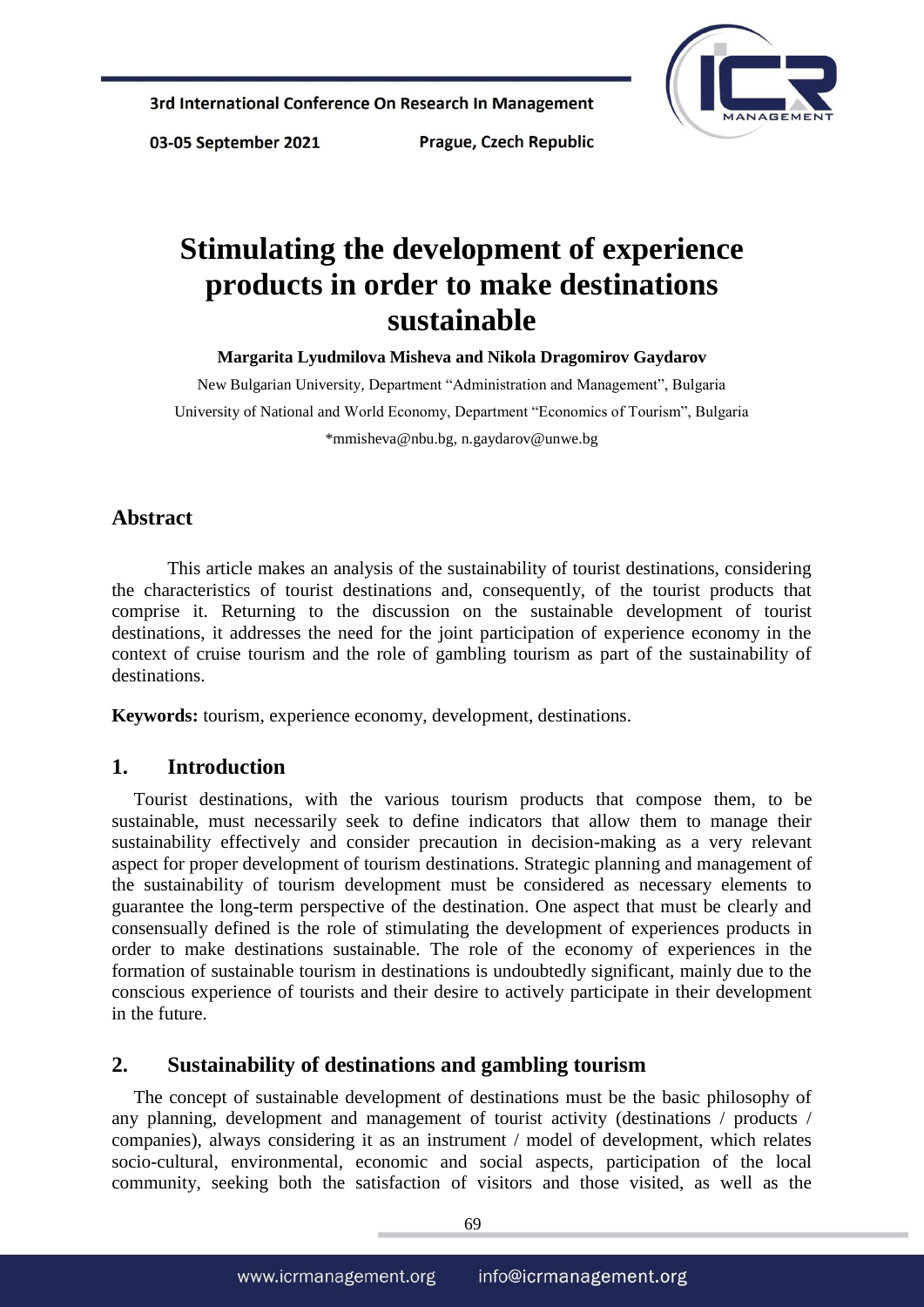# Stimulating the development of experience products in order to make destinations sustainable

**Margarita Lyudmilova Misheva and Nikola Dragomirov Gaydarov**

New Bulgarian University, Department "Administration and Management", Bulgaria

University of National and World Economy, Department "Economics of Tourism", Bulgaria

*mmisheva@nbu.bg, n.gaydarov@unwe.bg

## Abstract

This article makes an analysis of the sustainability of tourist destinations, considering the characteristics of tourist destinations and, consequently, of the tourist products that comprise it. Returning to the discussion on the sustainable development of tourist destinations, it addresses the need for the joint participation of experience economy in the context of cruise tourism and the role of gambling tourism as part of the sustainability of destinations.

**Keywords:** tourism, experience economy, development, destinations.

## 1. Introduction

Tourist destinations, with the various tourism products that compose them, to be sustainable, must necessarily seek to define indicators that allow them to manage their sustainability effectively and consider precaution in decision-making as a very relevant aspect for proper development of tourism destinations. Strategic planning and management of the sustainability of tourism development must be considered as necessary elements to guarantee the long-term perspective of the destination. One aspect that must be clearly and consensually defined is the role of stimulating the development of experiences products in order to make destinations sustainable. The role of the economy of experiences in the formation of sustainable tourism in destinations is undoubtedly significant, mainly due to the conscious experience of tourists and their desire to actively participate in their development in the future.

## 2. Sustainability of destinations and gambling tourism

The concept of sustainable development of destinations must be the basic philosophy of any planning, development and management of tourist activity (destinations / products / companies), always considering it as an instrument / model of development, which relates socio-cultural, environmental, economic and social aspects, participation of the local community, seeking both the satisfaction of visitors and those visited, as well as the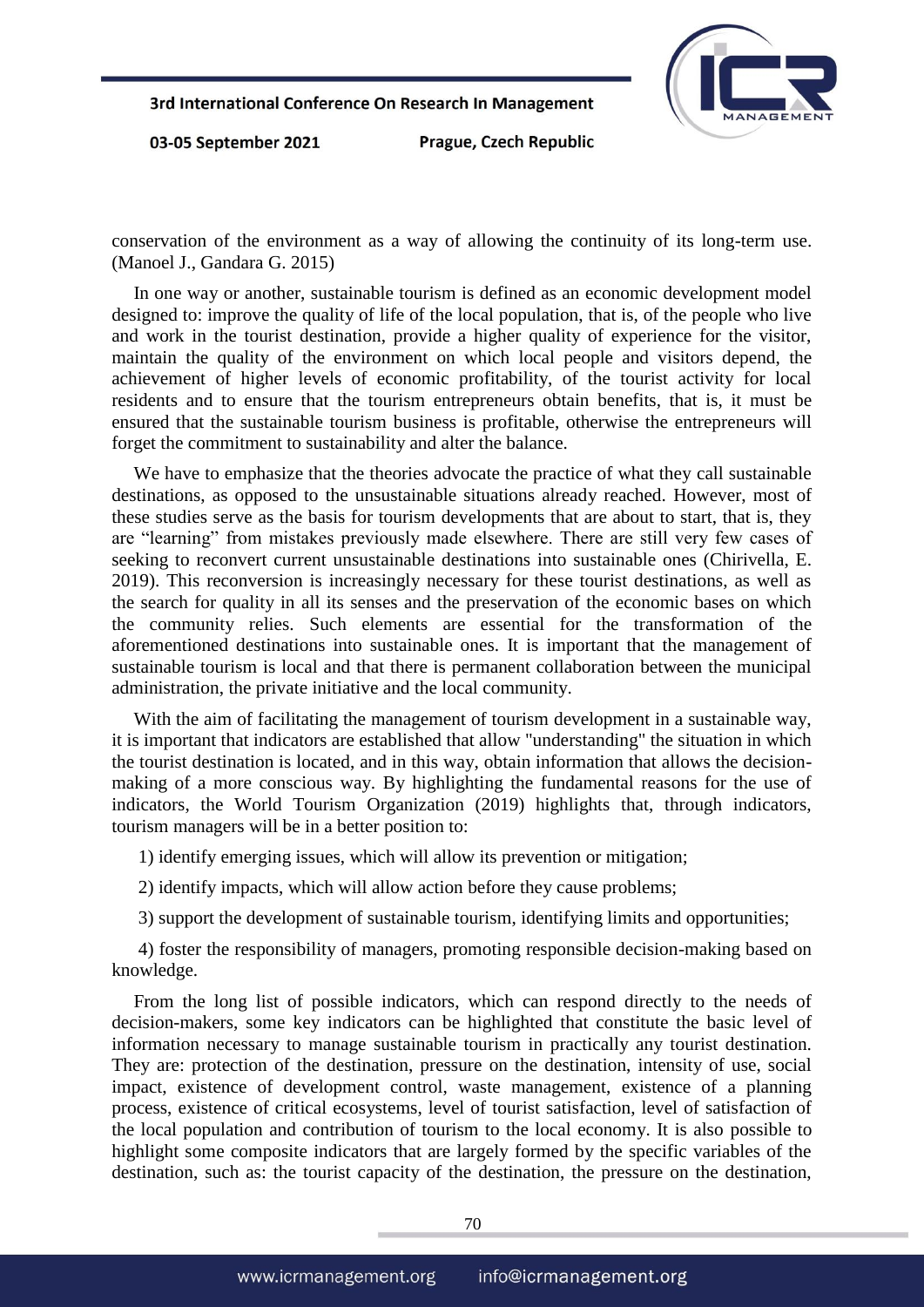conservation of the environment as a way of allowing the continuity of its long-term use. (Manoel J., Gandara G. 2015)

In one way or another, sustainable tourism is defined as an economic development model designed to: improve the quality of life of the local population, that is, of the people who live and work in the tourist destination, provide a higher quality of experience for the visitor, maintain the quality of the environment on which local people and visitors depend, the achievement of higher levels of economic profitability, of the tourist activity for local residents and to ensure that the tourism entrepreneurs obtain benefits, that is, it must be ensured that the sustainable tourism business is profitable, otherwise the entrepreneurs will forget the commitment to sustainability and alter the balance.

We have to emphasize that the theories advocate the practice of what they call sustainable destinations, as opposed to the unsustainable situations already reached. However, most of these studies serve as the basis for tourism developments that are about to start, that is, they are "learning" from mistakes previously made elsewhere. There are still very few cases of seeking to reconvert current unsustainable destinations into sustainable ones (Chirivella, E. 2019). This reconversion is increasingly necessary for these tourist destinations, as well as the search for quality in all its senses and the preservation of the economic bases on which the community relies. Such elements are essential for the transformation of the aforementioned destinations into sustainable ones. It is important that the management of sustainable tourism is local and that there is permanent collaboration between the municipal administration, the private initiative and the local community.

With the aim of facilitating the management of tourism development in a sustainable way, it is important that indicators are established that allow "understanding" the situation in which the tourist destination is located, and in this way, obtain information that allows the decision-making of a more conscious way. By highlighting the fundamental reasons for the use of indicators, the World Tourism Organization (2019) highlights that, through indicators, tourism managers will be in a better position to:

1) identify emerging issues, which will allow its prevention or mitigation;

2) identify impacts, which will allow action before they cause problems;

3) support the development of sustainable tourism, identifying limits and opportunities;

4) foster the responsibility of managers, promoting responsible decision-making based on knowledge.

From the long list of possible indicators, which can respond directly to the needs of decision-makers, some key indicators can be highlighted that constitute the basic level of information necessary to manage sustainable tourism in practically any tourist destination. They are: protection of the destination, pressure on the destination, intensity of use, social impact, existence of development control, waste management, existence of a planning process, existence of critical ecosystems, level of tourist satisfaction, level of satisfaction of the local population and contribution of tourism to the local economy. It is also possible to highlight some composite indicators that are largely formed by the specific variables of the destination, such as: the tourist capacity of the destination, the pressure on the destination,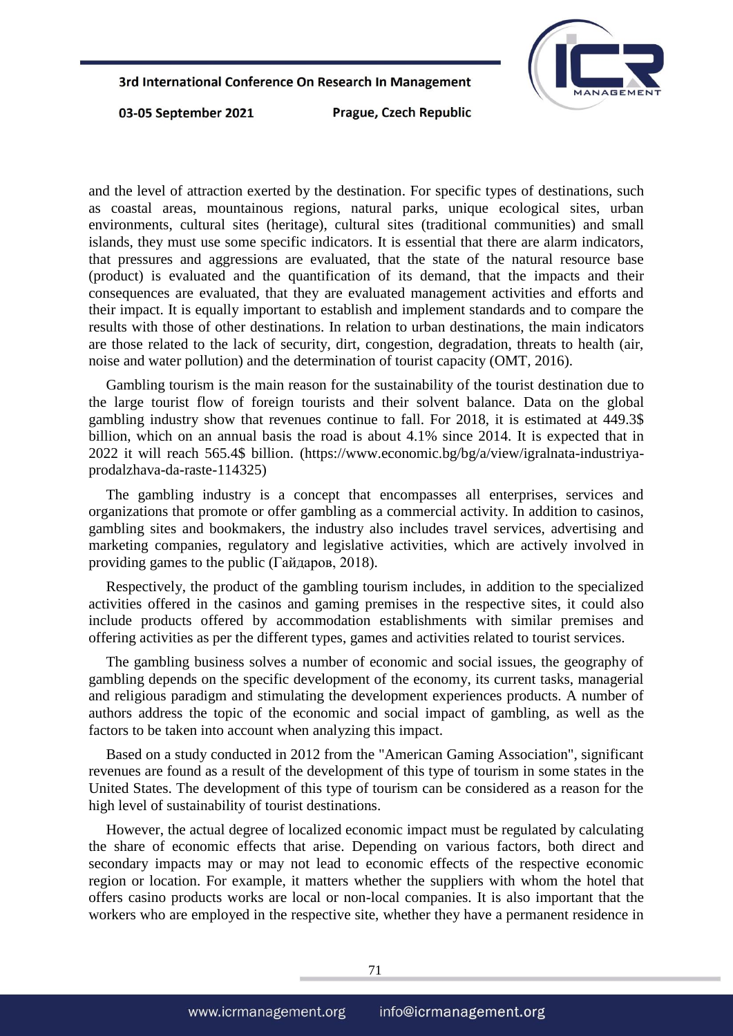and the level of attraction exerted by the destination. For specific types of destinations, such as coastal areas, mountainous regions, natural parks, unique ecological sites, urban environments, cultural sites (heritage), cultural sites (traditional communities) and small islands, they must use some specific indicators. It is essential that there are alarm indicators, that pressures and aggressions are evaluated, that the state of the natural resource base (product) is evaluated and the quantification of its demand, that the impacts and their consequences are evaluated, that they are evaluated management activities and efforts and their impact. It is equally important to establish and implement standards and to compare the results with those of other destinations. In relation to urban destinations, the main indicators are those related to the lack of security, dirt, congestion, degradation, threats to health (air, noise and water pollution) and the determination of tourist capacity (OMT, 2016).

Gambling tourism is the main reason for the sustainability of the tourist destination due to the large tourist flow of foreign tourists and their solvent balance. Data on the global gambling industry show that revenues continue to fall. For 2018, it is estimated at 449.3$ billion, which on an annual basis the road is about 4.1% since 2014. It is expected that in 2022 it will reach 565.4$ billion. (https://www.economic.bg/bg/a/view/igralnata-industriya-prodalzhava-da-raste-114325)

The gambling industry is a concept that encompasses all enterprises, services and organizations that promote or offer gambling as a commercial activity. In addition to casinos, gambling sites and bookmakers, the industry also includes travel services, advertising and marketing companies, regulatory and legislative activities, which are actively involved in providing games to the public (Гайдаров, 2018).

Respectively, the product of the gambling tourism includes, in addition to the specialized activities offered in the casinos and gaming premises in the respective sites, it could also include products offered by accommodation establishments with similar premises and offering activities as per the different types, games and activities related to tourist services.

The gambling business solves a number of economic and social issues, the geography of gambling depends on the specific development of the economy, its current tasks, managerial and religious paradigm and stimulating the development experiences products. A number of authors address the topic of the economic and social impact of gambling, as well as the factors to be taken into account when analyzing this impact.

Based on a study conducted in 2012 from the "American Gaming Association", significant revenues are found as a result of the development of this type of tourism in some states in the United States. The development of this type of tourism can be considered as a reason for the high level of sustainability of tourist destinations.

However, the actual degree of localized economic impact must be regulated by calculating the share of economic effects that arise. Depending on various factors, both direct and secondary impacts may or may not lead to economic effects of the respective economic region or location. For example, it matters whether the suppliers with whom the hotel that offers casino products works are local or non-local companies. It is also important that the workers who are employed in the respective site, whether they have a permanent residence in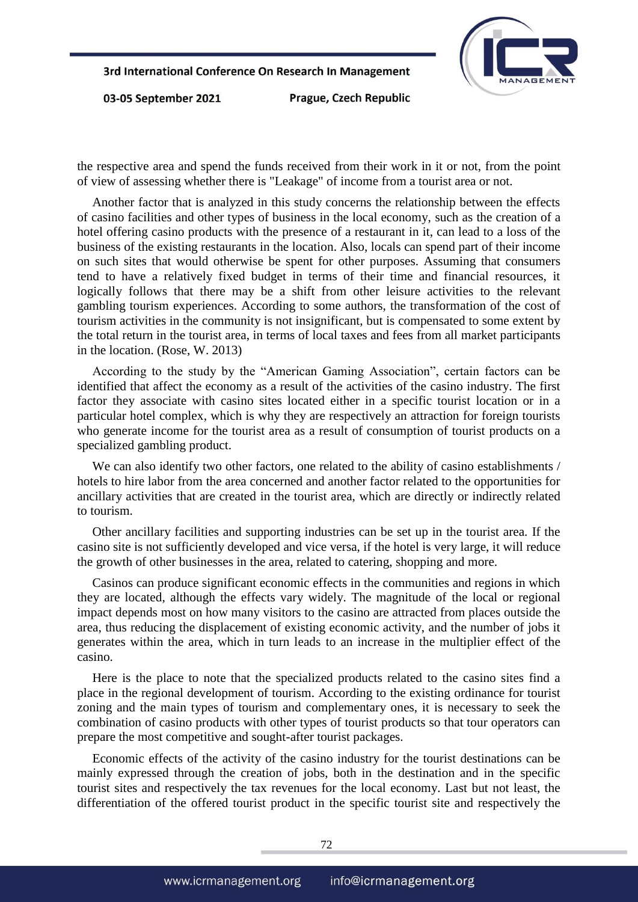the respective area and spend the funds received from their work in it or not, from the point of view of assessing whether there is "Leakage" of income from a tourist area or not.

Another factor that is analyzed in this study concerns the relationship between the effects of casino facilities and other types of business in the local economy, such as the creation of a hotel offering casino products with the presence of a restaurant in it, can lead to a loss of the business of the existing restaurants in the location. Also, locals can spend part of their income on such sites that would otherwise be spent for other purposes. Assuming that consumers tend to have a relatively fixed budget in terms of their time and financial resources, it logically follows that there may be a shift from other leisure activities to the relevant gambling tourism experiences. According to some authors, the transformation of the cost of tourism activities in the community is not insignificant, but is compensated to some extent by the total return in the tourist area, in terms of local taxes and fees from all market participants in the location. (Rose, W. 2013)

According to the study by the "American Gaming Association", certain factors can be identified that affect the economy as a result of the activities of the casino industry. The first factor they associate with casino sites located either in a specific tourist location or in a particular hotel complex, which is why they are respectively an attraction for foreign tourists who generate income for the tourist area as a result of consumption of tourist products on a specialized gambling product.

We can also identify two other factors, one related to the ability of casino establishments / hotels to hire labor from the area concerned and another factor related to the opportunities for ancillary activities that are created in the tourist area, which are directly or indirectly related to tourism.

Other ancillary facilities and supporting industries can be set up in the tourist area. If the casino site is not sufficiently developed and vice versa, if the hotel is very large, it will reduce the growth of other businesses in the area, related to catering, shopping and more.

Casinos can produce significant economic effects in the communities and regions in which they are located, although the effects vary widely. The magnitude of the local or regional impact depends most on how many visitors to the casino are attracted from places outside the area, thus reducing the displacement of existing economic activity, and the number of jobs it generates within the area, which in turn leads to an increase in the multiplier effect of the casino.

Here is the place to note that the specialized products related to the casino sites find a place in the regional development of tourism. According to the existing ordinance for tourist zoning and the main types of tourism and complementary ones, it is necessary to seek the combination of casino products with other types of tourist products so that tour operators can prepare the most competitive and sought-after tourist packages.

Economic effects of the activity of the casino industry for the tourist destinations can be mainly expressed through the creation of jobs, both in the destination and in the specific tourist sites and respectively the tax revenues for the local economy. Last but not least, the differentiation of the offered tourist product in the specific tourist site and respectively the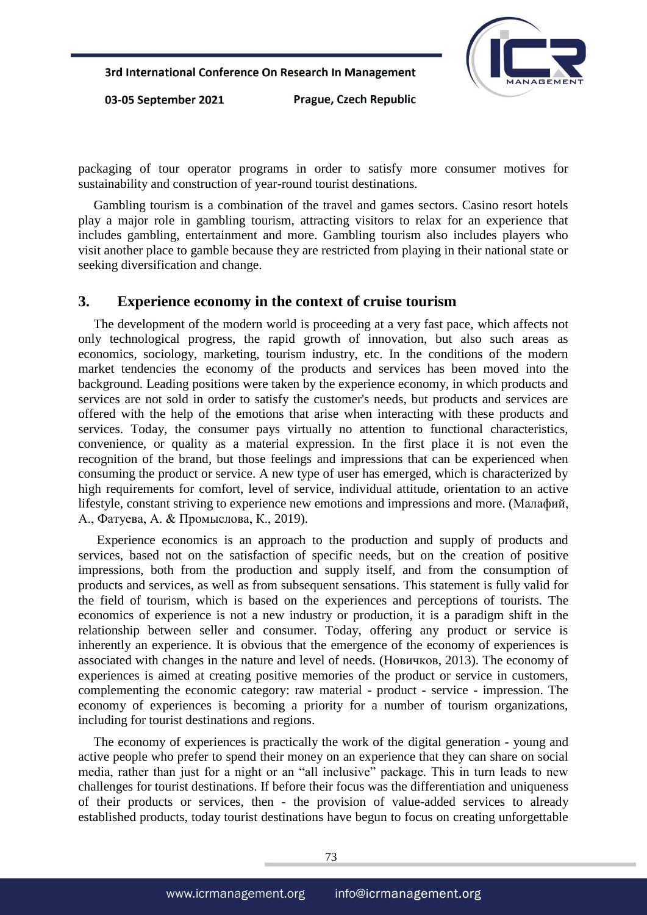packaging of tour operator programs in order to satisfy more consumer motives for sustainability and construction of year-round tourist destinations.

Gambling tourism is a combination of the travel and games sectors. Casino resort hotels play a major role in gambling tourism, attracting visitors to relax for an experience that includes gambling, entertainment and more. Gambling tourism also includes players who visit another place to gamble because they are restricted from playing in their national state or seeking diversification and change.

## 3. Experience economy in the context of cruise tourism

The development of the modern world is proceeding at a very fast pace, which affects not only technological progress, the rapid growth of innovation, but also such areas as economics, sociology, marketing, tourism industry, etc. In the conditions of the modern market tendencies the economy of the products and services has been moved into the background. Leading positions were taken by the experience economy, in which products and services are not sold in order to satisfy the customer's needs, but products and services are offered with the help of the emotions that arise when interacting with these products and services. Today, the consumer pays virtually no attention to functional characteristics, convenience, or quality as a material expression. In the first place it is not even the recognition of the brand, but those feelings and impressions that can be experienced when consuming the product or service. A new type of user has emerged, which is characterized by high requirements for comfort, level of service, individual attitude, orientation to an active lifestyle, constant striving to experience new emotions and impressions and more. (Малафий, А., Фатуева, А. & Промыслова, К., 2019).

Experience economics is an approach to the production and supply of products and services, based not on the satisfaction of specific needs, but on the creation of positive impressions, both from the production and supply itself, and from the consumption of products and services, as well as from subsequent sensations. This statement is fully valid for the field of tourism, which is based on the experiences and perceptions of tourists. The economics of experience is not a new industry or production, it is a paradigm shift in the relationship between seller and consumer. Today, offering any product or service is inherently an experience. It is obvious that the emergence of the economy of experiences is associated with changes in the nature and level of needs. (Новичков, 2013). The economy of experiences is aimed at creating positive memories of the product or service in customers, complementing the economic category: raw material - product - service - impression. The economy of experiences is becoming a priority for a number of tourism organizations, including for tourist destinations and regions.

The economy of experiences is practically the work of the digital generation - young and active people who prefer to spend their money on an experience that they can share on social media, rather than just for a night or an "all inclusive" package. This in turn leads to new challenges for tourist destinations. If before their focus was the differentiation and uniqueness of their products or services, then - the provision of value-added services to already established products, today tourist destinations have begun to focus on creating unforgettable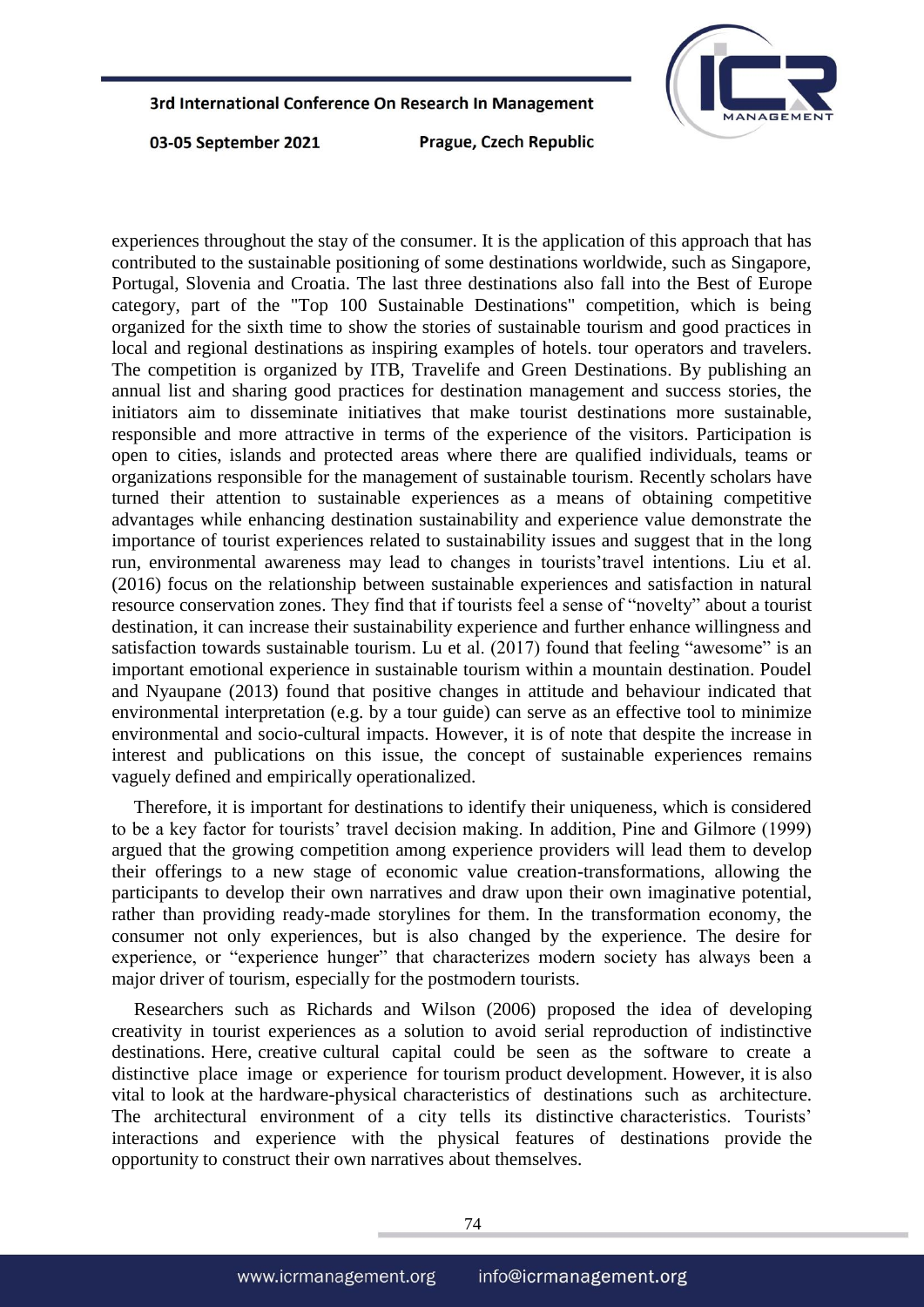experiences throughout the stay of the consumer. It is the application of this approach that has contributed to the sustainable positioning of some destinations worldwide, such as Singapore, Portugal, Slovenia and Croatia. The last three destinations also fall into the Best of Europe category, part of the "Top 100 Sustainable Destinations" competition, which is being organized for the sixth time to show the stories of sustainable tourism and good practices in local and regional destinations as inspiring examples of hotels. tour operators and travelers. The competition is organized by ITB, Travelife and Green Destinations. By publishing an annual list and sharing good practices for destination management and success stories, the initiators aim to disseminate initiatives that make tourist destinations more sustainable, responsible and more attractive in terms of the experience of the visitors. Participation is open to cities, islands and protected areas where there are qualified individuals, teams or organizations responsible for the management of sustainable tourism. Recently scholars have turned their attention to sustainable experiences as a means of obtaining competitive advantages while enhancing destination sustainability and experience value demonstrate the importance of tourist experiences related to sustainability issues and suggest that in the long run, environmental awareness may lead to changes in tourists'travel intentions. Liu et al. (2016) focus on the relationship between sustainable experiences and satisfaction in natural resource conservation zones. They find that if tourists feel a sense of "novelty" about a tourist destination, it can increase their sustainability experience and further enhance willingness and satisfaction towards sustainable tourism. Lu et al. (2017) found that feeling "awesome" is an important emotional experience in sustainable tourism within a mountain destination. Poudel and Nyaupane (2013) found that positive changes in attitude and behaviour indicated that environmental interpretation (e.g. by a tour guide) can serve as an effective tool to minimize environmental and socio-cultural impacts. However, it is of note that despite the increase in interest and publications on this issue, the concept of sustainable experiences remains vaguely defined and empirically operationalized.

Therefore, it is important for destinations to identify their uniqueness, which is considered to be a key factor for tourists' travel decision making. In addition, Pine and Gilmore (1999) argued that the growing competition among experience providers will lead them to develop their offerings to a new stage of economic value creation-transformations, allowing the participants to develop their own narratives and draw upon their own imaginative potential, rather than providing ready-made storylines for them. In the transformation economy, the consumer not only experiences, but is also changed by the experience. The desire for experience, or "experience hunger" that characterizes modern society has always been a major driver of tourism, especially for the postmodern tourists.

Researchers such as Richards and Wilson (2006) proposed the idea of developing creativity in tourist experiences as a solution to avoid serial reproduction of indistinctive destinations. Here, creative cultural capital could be seen as the software to create a distinctive place image or experience for tourism product development. However, it is also vital to look at the hardware-physical characteristics of destinations such as architecture. The architectural environment of a city tells its distinctive characteristics. Tourists' interactions and experience with the physical features of destinations provide the opportunity to construct their own narratives about themselves.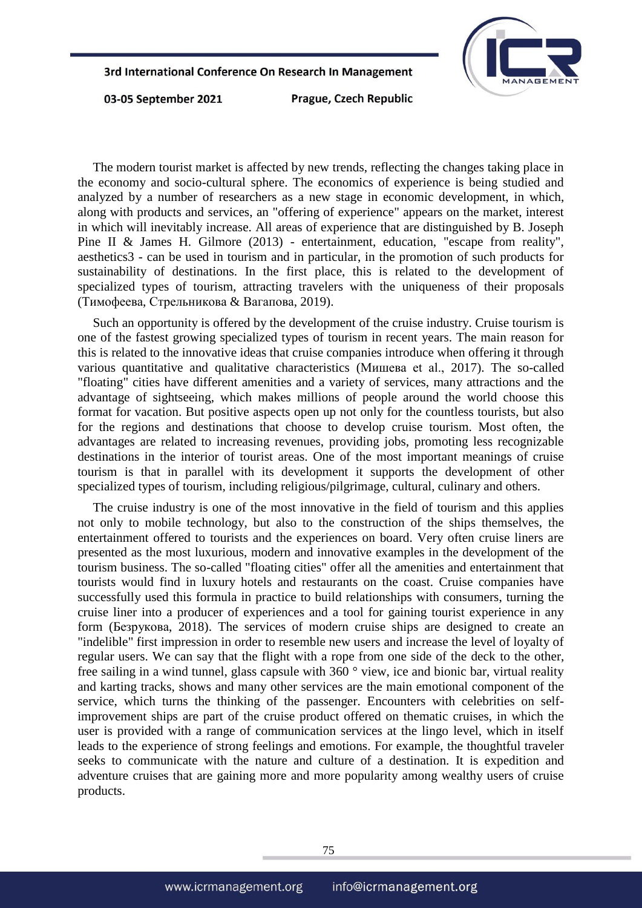The modern tourist market is affected by new trends, reflecting the changes taking place in the economy and socio-cultural sphere. The economics of experience is being studied and analyzed by a number of researchers as a new stage in economic development, in which, along with products and services, an "offering of experience" appears on the market, interest in which will inevitably increase. All areas of experience that are distinguished by B. Joseph Pine II & James H. Gilmore (2013) - entertainment, education, "escape from reality", aesthetics3 - can be used in tourism and in particular, in the promotion of such products for sustainability of destinations. In the first place, this is related to the development of specialized types of tourism, attracting travelers with the uniqueness of their proposals (Тимофеева, Стрельникова & Вагапова, 2019).

Such an opportunity is offered by the development of the cruise industry. Cruise tourism is one of the fastest growing specialized types of tourism in recent years. The main reason for this is related to the innovative ideas that cruise companies introduce when offering it through various quantitative and qualitative characteristics (Мишева et al., 2017). The so-called "floating" cities have different amenities and a variety of services, many attractions and the advantage of sightseeing, which makes millions of people around the world choose this format for vacation. But positive aspects open up not only for the countless tourists, but also for the regions and destinations that choose to develop cruise tourism. Most often, the advantages are related to increasing revenues, providing jobs, promoting less recognizable destinations in the interior of tourist areas. One of the most important meanings of cruise tourism is that in parallel with its development it supports the development of other specialized types of tourism, including religious/pilgrimage, cultural, culinary and others.

The cruise industry is one of the most innovative in the field of tourism and this applies not only to mobile technology, but also to the construction of the ships themselves, the entertainment offered to tourists and the experiences on board. Very often cruise liners are presented as the most luxurious, modern and innovative examples in the development of the tourism business. The so-called "floating cities" offer all the amenities and entertainment that tourists would find in luxury hotels and restaurants on the coast. Cruise companies have successfully used this formula in practice to build relationships with consumers, turning the cruise liner into a producer of experiences and a tool for gaining tourist experience in any form (Безрукова, 2018). The services of modern cruise ships are designed to create an "indelible" first impression in order to resemble new users and increase the level of loyalty of regular users. We can say that the flight with a rope from one side of the deck to the other, free sailing in a wind tunnel, glass capsule with 360 ° view, ice and bionic bar, virtual reality and karting tracks, shows and many other services are the main emotional component of the service, which turns the thinking of the passenger. Encounters with celebrities on self-improvement ships are part of the cruise product offered on thematic cruises, in which the user is provided with a range of communication services at the lingo level, which in itself leads to the experience of strong feelings and emotions. For example, the thoughtful traveler seeks to communicate with the nature and culture of a destination. It is expedition and adventure cruises that are gaining more and more popularity among wealthy users of cruise products.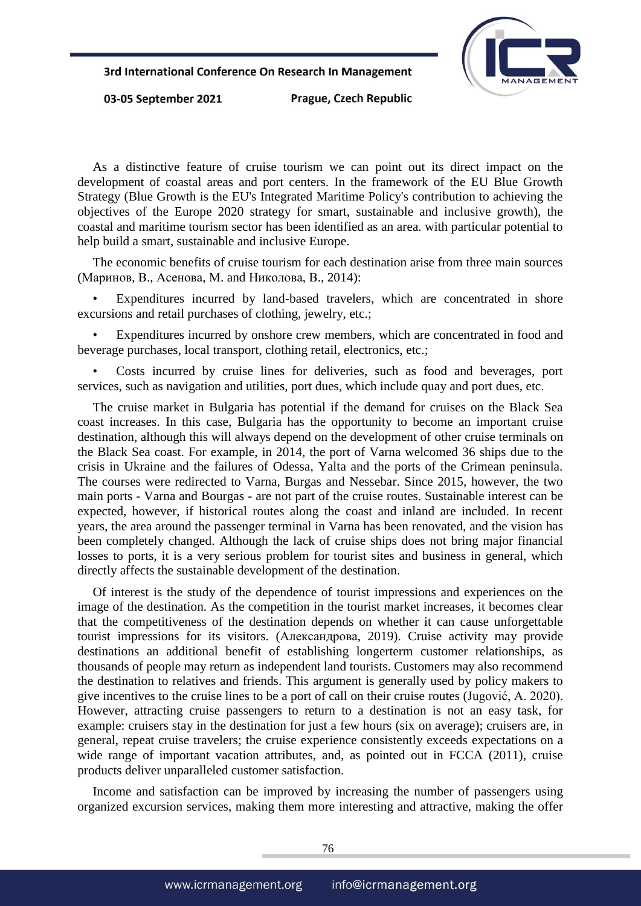As a distinctive feature of cruise tourism we can point out its direct impact on the development of coastal areas and port centers. In the framework of the EU Blue Growth Strategy (Blue Growth is the EU's Integrated Maritime Policy's contribution to achieving the objectives of the Europe 2020 strategy for smart, sustainable and inclusive growth), the coastal and maritime tourism sector has been identified as an area. with particular potential to help build a smart, sustainable and inclusive Europe.

The economic benefits of cruise tourism for each destination arise from three main sources (Маринов, В., Асенова, М. and Николова, В., 2014):

- Expenditures incurred by land-based travelers, which are concentrated in shore excursions and retail purchases of clothing, jewelry, etc.;
- Expenditures incurred by onshore crew members, which are concentrated in food and beverage purchases, local transport, clothing retail, electronics, etc.;
- Costs incurred by cruise lines for deliveries, such as food and beverages, port services, such as navigation and utilities, port dues, which include quay and port dues, etc.

The cruise market in Bulgaria has potential if the demand for cruises on the Black Sea coast increases. In this case, Bulgaria has the opportunity to become an important cruise destination, although this will always depend on the development of other cruise terminals on the Black Sea coast. For example, in 2014, the port of Varna welcomed 36 ships due to the crisis in Ukraine and the failures of Odessa, Yalta and the ports of the Crimean peninsula. The courses were redirected to Varna, Burgas and Nessebar. Since 2015, however, the two main ports - Varna and Bourgas - are not part of the cruise routes. Sustainable interest can be expected, however, if historical routes along the coast and inland are included. In recent years, the area around the passenger terminal in Varna has been renovated, and the vision has been completely changed. Although the lack of cruise ships does not bring major financial losses to ports, it is a very serious problem for tourist sites and business in general, which directly affects the sustainable development of the destination.

Of interest is the study of the dependence of tourist impressions and experiences on the image of the destination. As the competition in the tourist market increases, it becomes clear that the competitiveness of the destination depends on whether it can cause unforgettable tourist impressions for its visitors. (Александрова, 2019). Cruise activity may provide destinations an additional benefit of establishing longerterm customer relationships, as thousands of people may return as independent land tourists. Customers may also recommend the destination to relatives and friends. This argument is generally used by policy makers to give incentives to the cruise lines to be a port of call on their cruise routes (Jugović, A. 2020). However, attracting cruise passengers to return to a destination is not an easy task, for example: cruisers stay in the destination for just a few hours (six on average); cruisers are, in general, repeat cruise travelers; the cruise experience consistently exceeds expectations on a wide range of important vacation attributes, and, as pointed out in FCCA (2011), cruise products deliver unparalleled customer satisfaction.

Income and satisfaction can be improved by increasing the number of passengers using organized excursion services, making them more interesting and attractive, making the offer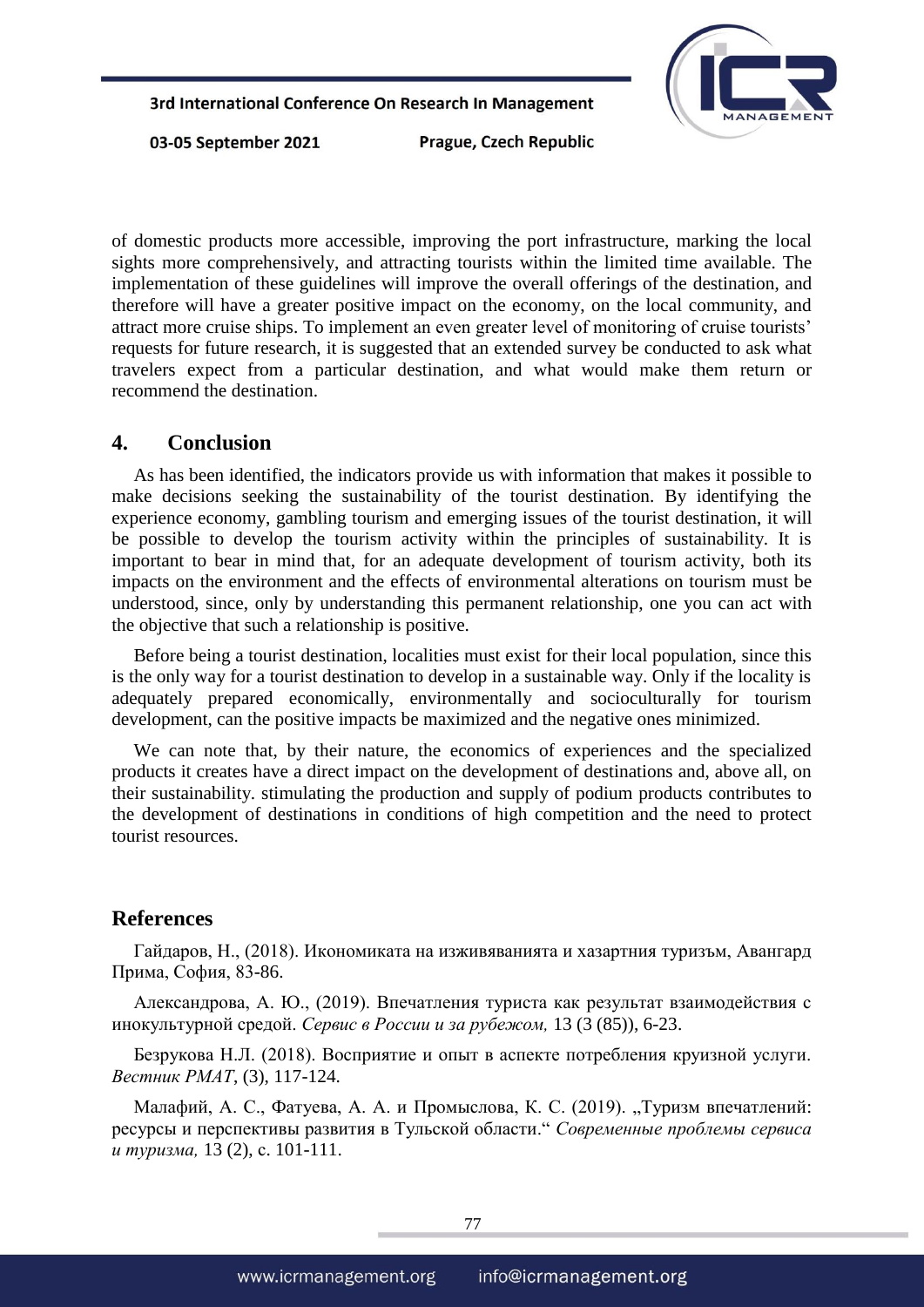of domestic products more accessible, improving the port infrastructure, marking the local sights more comprehensively, and attracting tourists within the limited time available. The implementation of these guidelines will improve the overall offerings of the destination, and therefore will have a greater positive impact on the economy, on the local community, and attract more cruise ships. To implement an even greater level of monitoring of cruise tourists' requests for future research, it is suggested that an extended survey be conducted to ask what travelers expect from a particular destination, and what would make them return or recommend the destination.

## 4. Conclusion

As has been identified, the indicators provide us with information that makes it possible to make decisions seeking the sustainability of the tourist destination. By identifying the experience economy, gambling tourism and emerging issues of the tourist destination, it will be possible to develop the tourism activity within the principles of sustainability. It is important to bear in mind that, for an adequate development of tourism activity, both its impacts on the environment and the effects of environmental alterations on tourism must be understood, since, only by understanding this permanent relationship, one you can act with the objective that such a relationship is positive.

Before being a tourist destination, localities must exist for their local population, since this is the only way for a tourist destination to develop in a sustainable way. Only if the locality is adequately prepared economically, environmentally and socioculturally for tourism development, can the positive impacts be maximized and the negative ones minimized.

We can note that, by their nature, the economics of experiences and the specialized products it creates have a direct impact on the development of destinations and, above all, on their sustainability. stimulating the production and supply of podium products contributes to the development of destinations in conditions of high competition and the need to protect tourist resources.

## References

Гайдаров, Н., (2018). Икономиката на изживяванията и хазартния туризъм, Авангард Прима, София, 83-86.

Александрова, А. Ю., (2019). Впечатления туриста как результат взаимодействия с инокультурной средой. *Сервис в России и за рубежом,* 13 (3 (85)), 6-23.

Безрукова Н.Л. (2018). Восприятие и опыт в аспекте потребления круизной услуги. *Вестник РМАТ*, (3), 117-124.

Малафий, А. С., Фатуева, А. А. и Промыслова, К. С. (2019). „Туризм впечатлений: ресурсы и перспективы развития в Тульской области." *Современные проблемы сервиса и туризма,* 13 (2), с. 101-111.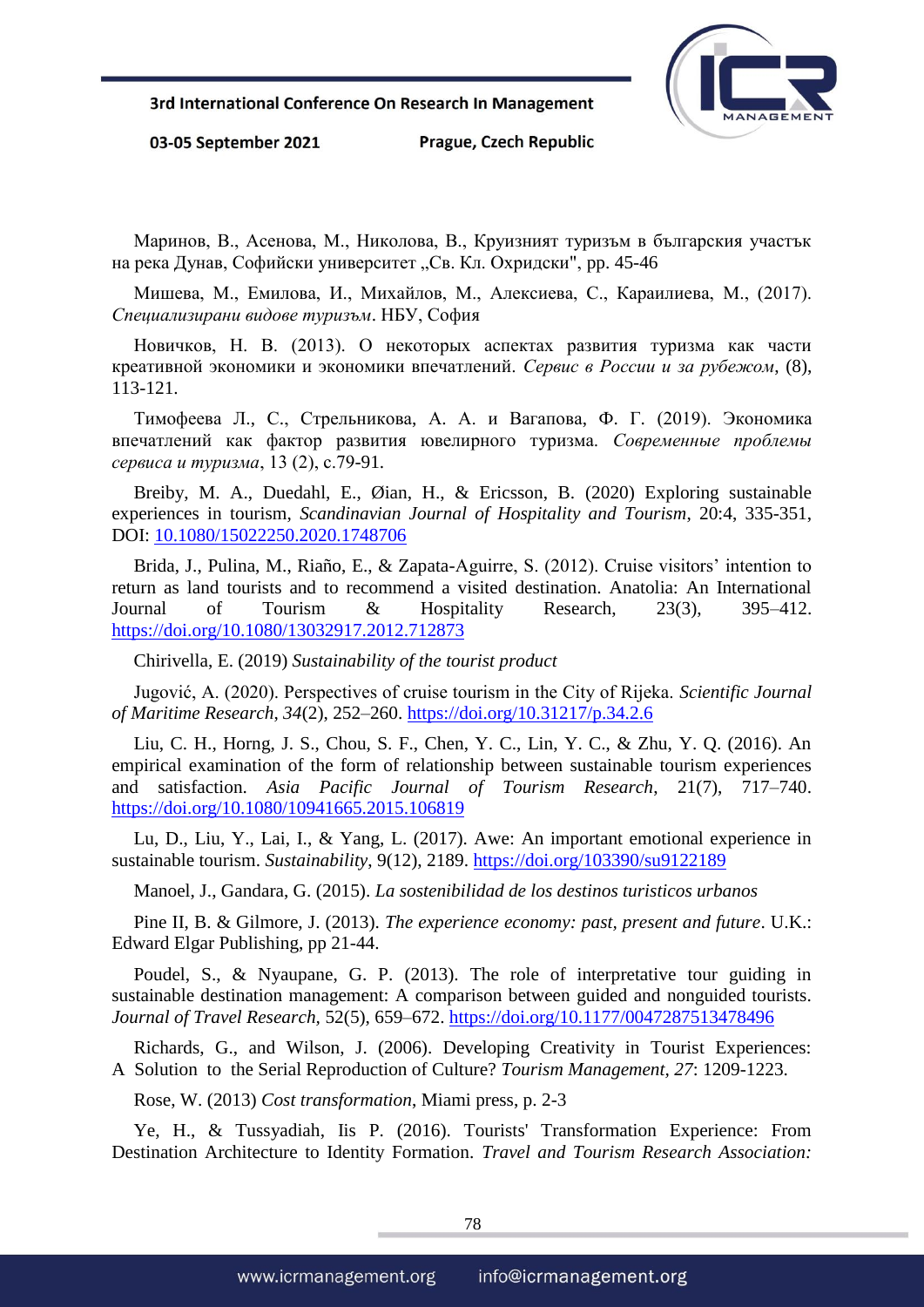Маринов, В., Асенова, М., Николова, В., Круизният туризъм в българския участък на река Дунав, Софийски университет „Св. Кл. Охридски", pp. 45-46

Мишева, М., Емилова, И., Михайлов, М., Алексиева, С., Караилиева, М., (2017). *Специализирани видове туризъм*. НБУ, София

Новичков, Н. В. (2013). О некоторых аспектах развития туризма как части креативной экономики и экономики впечатлений. *Сервис в России и за рубежом*, (8), 113-121.

Тимофеева Л., С., Стрельникова, А. А. и Вагапова, Ф. Г. (2019). Экономика впечатлений как фактор развития ювелирного туризма. *Современные проблемы сервиса и туризма*, 13 (2), с.79-91.

Breiby, M. A., Duedahl, E., Øian, H., & Ericsson, B. (2020) Exploring sustainable experiences in tourism, *Scandinavian Journal of Hospitality and Tourism*, 20:4, 335-351, DOI: 10.1080/15022250.2020.1748706

Brida, J., Pulina, M., Riaño, E., & Zapata-Aguirre, S. (2012). Cruise visitors' intention to return as land tourists and to recommend a visited destination. Anatolia: An International Journal of Tourism & Hospitality Research, 23(3), 395–412. https://doi.org/10.1080/13032917.2012.712873

Chirivella, E. (2019) *Sustainability of the tourist product*

Jugović, A. (2020). Perspectives of cruise tourism in the City of Rijeka. *Scientific Journal of Maritime Research*, *34*(2), 252–260. https://doi.org/10.31217/p.34.2.6

Liu, C. H., Horng, J. S., Chou, S. F., Chen, Y. C., Lin, Y. C., & Zhu, Y. Q. (2016). An empirical examination of the form of relationship between sustainable tourism experiences and satisfaction. *Asia Pacific Journal of Tourism Research*, 21(7), 717–740. https://doi.org/10.1080/10941665.2015.106819

Lu, D., Liu, Y., Lai, I., & Yang, L. (2017). Awe: An important emotional experience in sustainable tourism. *Sustainability*, 9(12), 2189. https://doi.org/103390/su9122189

Manoel, J., Gandara, G. (2015). *La sostenibilidad de los destinos turisticos urbanos*

Pine II, B. & Gilmore, J. (2013). *The experience economy: past, present and future*. U.K.: Edward Elgar Publishing, pp 21-44.

Poudel, S., & Nyaupane, G. P. (2013). The role of interpretative tour guiding in sustainable destination management: A comparison between guided and nonguided tourists. *Journal of Travel Research*, 52(5), 659–672. https://doi.org/10.1177/0047287513478496

Richards, G., and Wilson, J. (2006). Developing Creativity in Tourist Experiences: A Solution to the Serial Reproduction of Culture? *Tourism Management*, *27*: 1209-1223.

Rose, W. (2013) *Cost transformation*, Miami press, p. 2-3

Ye, H., & Tussyadiah, Iis P. (2016). Tourists' Transformation Experience: From Destination Architecture to Identity Formation. *Travel and Tourism Research Association:*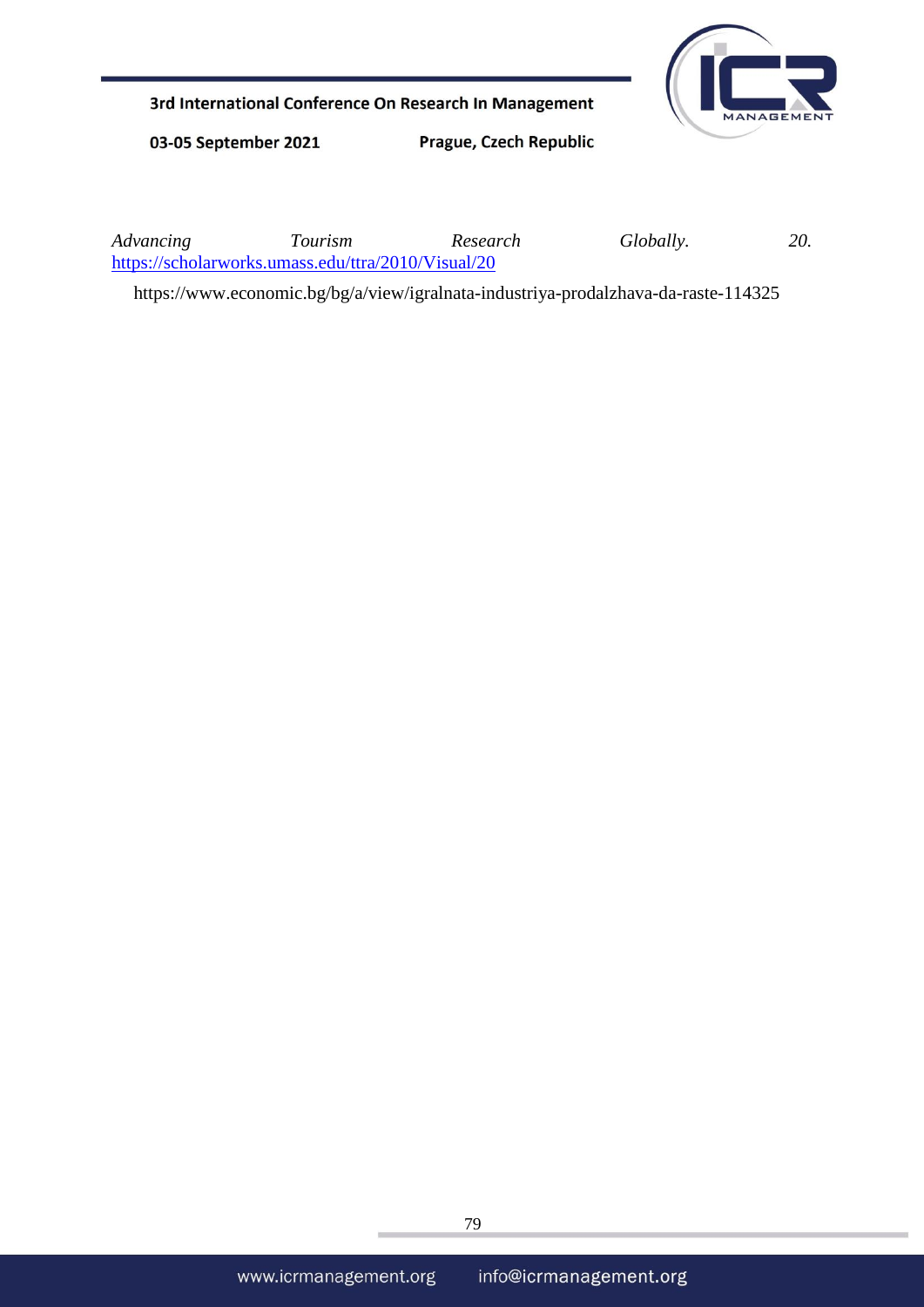*Advancing Tourism Research Globally. 20.* https://scholarworks.umass.edu/ttra/2010/Visual/20

https://www.economic.bg/bg/a/view/igralnata-industriya-prodalzhava-da-raste-114325